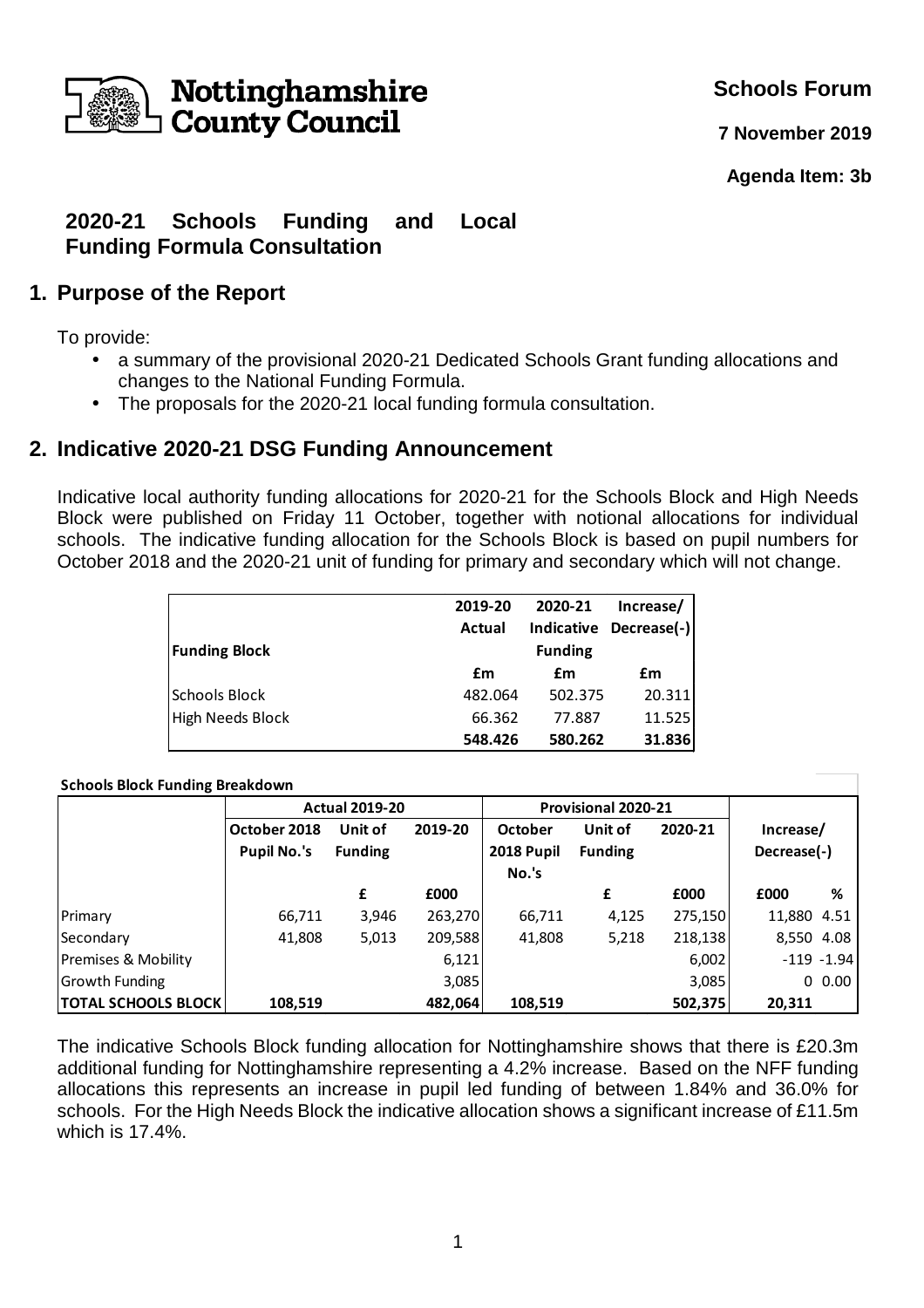Nottinghamshire County Council

**Schools Forum**

**7 November 2019**

**Agenda Item: 3b**

# 2020-21 Schools Funding and Local Funding Formula Consultation

## 1. Purpose of the Report

To provide:

- a summary of the provisional 2020-21 Dedicated Schools Grant funding allocations and changes to the National Funding Formula.
- The proposals for the 2020-21 local funding formula consultation.

## 2. Indicative 2020-21 DSG Funding Announcement

Indicative local authority funding allocations for 2020-21 for the Schools Block and High Needs Block were published on Friday 11 October, together with notional allocations for individual schools. The indicative funding allocation for the Schools Block is based on pupil numbers for October 2018 and the 2020-21 unit of funding for primary and secondary which will not change.

| Funding Block | 2019-20 Actual | 2020-21 Indicative Funding | Increase/ Decrease(-) |
|---|---|---|---|
| | £m | £m | £m |
| Schools Block | 482.064 | 502.375 | 20.311 |
| High Needs Block | 66.362 | 77.887 | 11.525 |
| | **548.426** | **580.262** | **31.836** |

**Schools Block Funding Breakdown**

| | Actual 2019-20 | | | Provisional 2020-21 | | | | |
|---|---|---|---|---|---|---|---|---|
| | October 2018 Pupil No.'s | Unit of Funding | 2019-20 | October 2018 Pupil No.'s | Unit of Funding | 2020-21 | Increase/ Decrease(-) | |
| | | £ | £000 | | £ | £000 | £000 | % |
| Primary | 66,711 | 3,946 | 263,270 | 66,711 | 4,125 | 275,150 | 11,880 | 4.51 |
| Secondary | 41,808 | 5,013 | 209,588 | 41,808 | 5,218 | 218,138 | 8,550 | 4.08 |
| Premises & Mobility | | | 6,121 | | | 6,002 | -119 | -1.94 |
| Growth Funding | | | 3,085 | | | 3,085 | 0 | 0.00 |
| **TOTAL SCHOOLS BLOCK** | **108,519** | | **482,064** | **108,519** | | **502,375** | **20,311** | |

The indicative Schools Block funding allocation for Nottinghamshire shows that there is £20.3m additional funding for Nottinghamshire representing a 4.2% increase. Based on the NFF funding allocations this represents an increase in pupil led funding of between 1.84% and 36.0% for schools. For the High Needs Block the indicative allocation shows a significant increase of £11.5m which is 17.4%.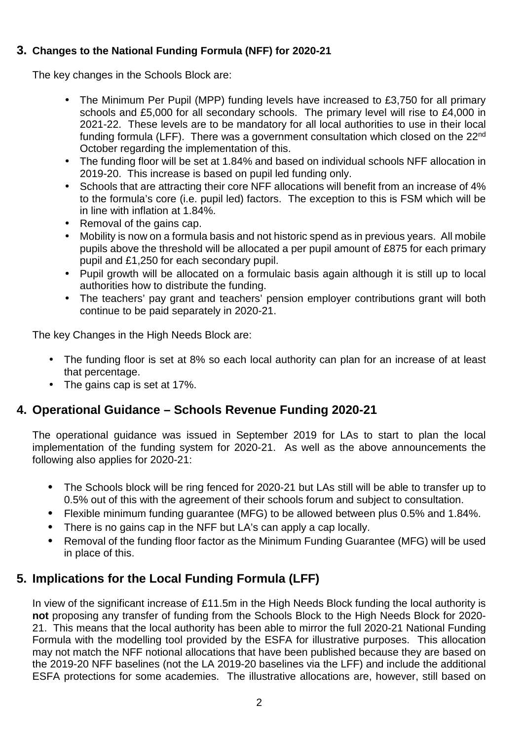## 3. Changes to the National Funding Formula (NFF) for 2020-21

The key changes in the Schools Block are:

- The Minimum Per Pupil (MPP) funding levels have increased to £3,750 for all primary schools and £5,000 for all secondary schools. The primary level will rise to £4,000 in 2021-22. These levels are to be mandatory for all local authorities to use in their local funding formula (LFF). There was a government consultation which closed on the 22nd October regarding the implementation of this.
- The funding floor will be set at 1.84% and based on individual schools NFF allocation in 2019-20. This increase is based on pupil led funding only.
- Schools that are attracting their core NFF allocations will benefit from an increase of 4% to the formula's core (i.e. pupil led) factors. The exception to this is FSM which will be in line with inflation at 1.84%.
- Removal of the gains cap.
- Mobility is now on a formula basis and not historic spend as in previous years. All mobile pupils above the threshold will be allocated a per pupil amount of £875 for each primary pupil and £1,250 for each secondary pupil.
- Pupil growth will be allocated on a formulaic basis again although it is still up to local authorities how to distribute the funding.
- The teachers' pay grant and teachers' pension employer contributions grant will both continue to be paid separately in 2020-21.

The key Changes in the High Needs Block are:

- The funding floor is set at 8% so each local authority can plan for an increase of at least that percentage.
- The gains cap is set at 17%.

## 4. Operational Guidance – Schools Revenue Funding 2020-21

The operational guidance was issued in September 2019 for LAs to start to plan the local implementation of the funding system for 2020-21. As well as the above announcements the following also applies for 2020-21:

- The Schools block will be ring fenced for 2020-21 but LAs still will be able to transfer up to 0.5% out of this with the agreement of their schools forum and subject to consultation.
- Flexible minimum funding guarantee (MFG) to be allowed between plus 0.5% and 1.84%.
- There is no gains cap in the NFF but LA's can apply a cap locally.
- Removal of the funding floor factor as the Minimum Funding Guarantee (MFG) will be used in place of this.

## 5. Implications for the Local Funding Formula (LFF)

In view of the significant increase of £11.5m in the High Needs Block funding the local authority is **not** proposing any transfer of funding from the Schools Block to the High Needs Block for 2020-21. This means that the local authority has been able to mirror the full 2020-21 National Funding Formula with the modelling tool provided by the ESFA for illustrative purposes. This allocation may not match the NFF notional allocations that have been published because they are based on the 2019-20 NFF baselines (not the LA 2019-20 baselines via the LFF) and include the additional ESFA protections for some academies. The illustrative allocations are, however, still based on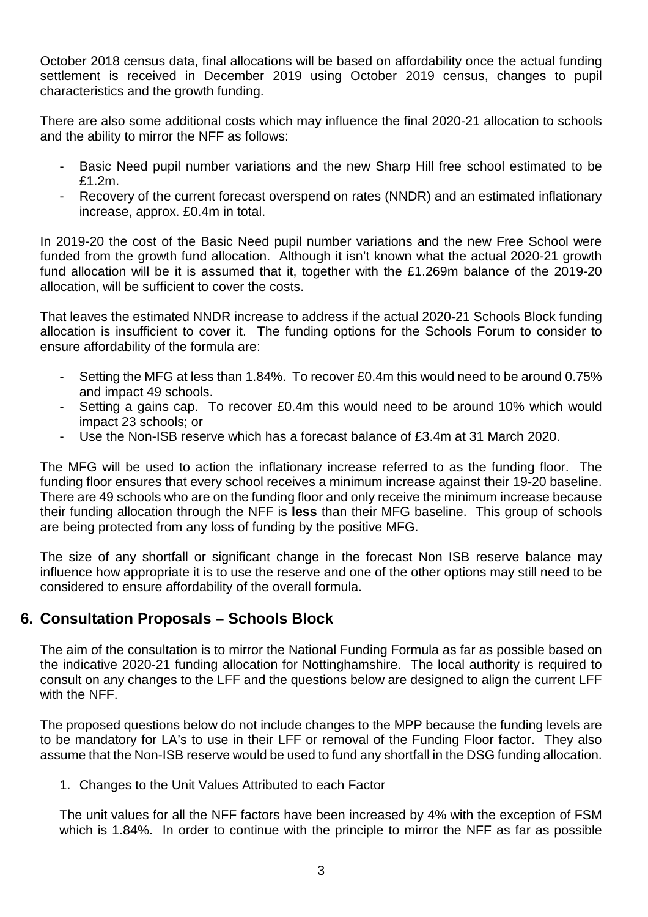October 2018 census data, final allocations will be based on affordability once the actual funding settlement is received in December 2019 using October 2019 census, changes to pupil characteristics and the growth funding.

There are also some additional costs which may influence the final 2020-21 allocation to schools and the ability to mirror the NFF as follows:

- Basic Need pupil number variations and the new Sharp Hill free school estimated to be £1.2m.
- Recovery of the current forecast overspend on rates (NNDR) and an estimated inflationary increase, approx. £0.4m in total.

In 2019-20 the cost of the Basic Need pupil number variations and the new Free School were funded from the growth fund allocation. Although it isn't known what the actual 2020-21 growth fund allocation will be it is assumed that it, together with the £1.269m balance of the 2019-20 allocation, will be sufficient to cover the costs.

That leaves the estimated NNDR increase to address if the actual 2020-21 Schools Block funding allocation is insufficient to cover it. The funding options for the Schools Forum to consider to ensure affordability of the formula are:

- Setting the MFG at less than 1.84%. To recover £0.4m this would need to be around 0.75% and impact 49 schools.
- Setting a gains cap. To recover £0.4m this would need to be around 10% which would impact 23 schools; or
- Use the Non-ISB reserve which has a forecast balance of £3.4m at 31 March 2020.

The MFG will be used to action the inflationary increase referred to as the funding floor. The funding floor ensures that every school receives a minimum increase against their 19-20 baseline. There are 49 schools who are on the funding floor and only receive the minimum increase because their funding allocation through the NFF is **less** than their MFG baseline. This group of schools are being protected from any loss of funding by the positive MFG.

The size of any shortfall or significant change in the forecast Non ISB reserve balance may influence how appropriate it is to use the reserve and one of the other options may still need to be considered to ensure affordability of the overall formula.

## 6. Consultation Proposals – Schools Block

The aim of the consultation is to mirror the National Funding Formula as far as possible based on the indicative 2020-21 funding allocation for Nottinghamshire. The local authority is required to consult on any changes to the LFF and the questions below are designed to align the current LFF with the NFF.

The proposed questions below do not include changes to the MPP because the funding levels are to be mandatory for LA's to use in their LFF or removal of the Funding Floor factor. They also assume that the Non-ISB reserve would be used to fund any shortfall in the DSG funding allocation.

1. Changes to the Unit Values Attributed to each Factor

The unit values for all the NFF factors have been increased by 4% with the exception of FSM which is 1.84%. In order to continue with the principle to mirror the NFF as far as possible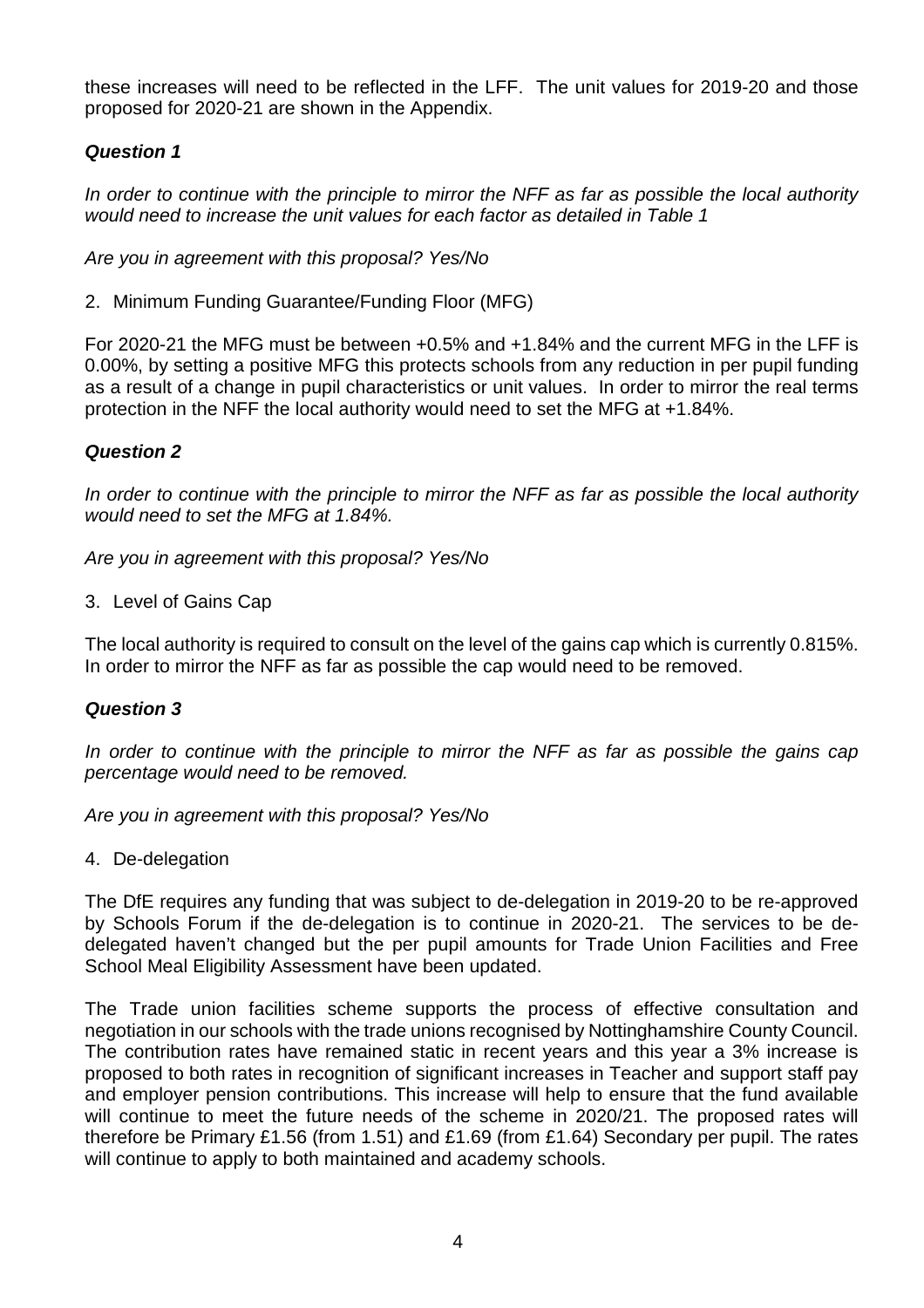these increases will need to be reflected in the LFF. The unit values for 2019-20 and those proposed for 2020-21 are shown in the Appendix.

### *Question 1*

*In order to continue with the principle to mirror the NFF as far as possible the local authority would need to increase the unit values for each factor as detailed in Table 1*

*Are you in agreement with this proposal? Yes/No*

2. Minimum Funding Guarantee/Funding Floor (MFG)

For 2020-21 the MFG must be between +0.5% and +1.84% and the current MFG in the LFF is 0.00%, by setting a positive MFG this protects schools from any reduction in per pupil funding as a result of a change in pupil characteristics or unit values. In order to mirror the real terms protection in the NFF the local authority would need to set the MFG at +1.84%.

### *Question 2*

*In order to continue with the principle to mirror the NFF as far as possible the local authority would need to set the MFG at 1.84%.*

*Are you in agreement with this proposal? Yes/No*

3. Level of Gains Cap

The local authority is required to consult on the level of the gains cap which is currently 0.815%. In order to mirror the NFF as far as possible the cap would need to be removed.

### *Question 3*

*In order to continue with the principle to mirror the NFF as far as possible the gains cap percentage would need to be removed.*

*Are you in agreement with this proposal? Yes/No*

4. De-delegation

The DfE requires any funding that was subject to de-delegation in 2019-20 to be re-approved by Schools Forum if the de-delegation is to continue in 2020-21. The services to be de-delegated haven't changed but the per pupil amounts for Trade Union Facilities and Free School Meal Eligibility Assessment have been updated.

The Trade union facilities scheme supports the process of effective consultation and negotiation in our schools with the trade unions recognised by Nottinghamshire County Council. The contribution rates have remained static in recent years and this year a 3% increase is proposed to both rates in recognition of significant increases in Teacher and support staff pay and employer pension contributions. This increase will help to ensure that the fund available will continue to meet the future needs of the scheme in 2020/21. The proposed rates will therefore be Primary £1.56 (from 1.51) and £1.69 (from £1.64) Secondary per pupil. The rates will continue to apply to both maintained and academy schools.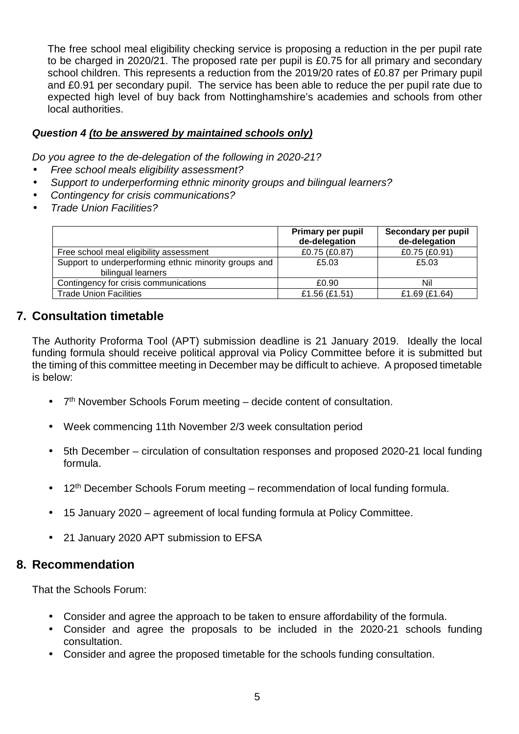The free school meal eligibility checking service is proposing a reduction in the per pupil rate to be charged in 2020/21. The proposed rate per pupil is £0.75 for all primary and secondary school children. This represents a reduction from the 2019/20 rates of £0.87 per Primary pupil and £0.91 per secondary pupil. The service has been able to reduce the per pupil rate due to expected high level of buy back from Nottinghamshire's academies and schools from other local authorities.

***Question 4 <u>(to be answered by maintained schools only)</u>***

*Do you agree to the de-delegation of the following in 2020-21?*

- *Free school meals eligibility assessment?*
- *Support to underperforming ethnic minority groups and bilingual learners?*
- *Contingency for crisis communications?*
- *Trade Union Facilities?*

| | Primary per pupil de-delegation | Secondary per pupil de-delegation |
|---|---|---|
| Free school meal eligibility assessment | £0.75 (£0.87) | £0.75 (£0.91) |
| Support to underperforming ethnic minority groups and bilingual learners | £5.03 | £5.03 |
| Contingency for crisis communications | £0.90 | Nil |
| Trade Union Facilities | £1.56 (£1.51) | £1.69 (£1.64) |

## 7. Consultation timetable

The Authority Proforma Tool (APT) submission deadline is 21 January 2019. Ideally the local funding formula should receive political approval via Policy Committee before it is submitted but the timing of this committee meeting in December may be difficult to achieve. A proposed timetable is below:

- 7th November Schools Forum meeting – decide content of consultation.
- Week commencing 11th November 2/3 week consultation period
- 5th December – circulation of consultation responses and proposed 2020-21 local funding formula.
- 12th December Schools Forum meeting – recommendation of local funding formula.
- 15 January 2020 – agreement of local funding formula at Policy Committee.
- 21 January 2020 APT submission to EFSA

## 8. Recommendation

That the Schools Forum:

- Consider and agree the approach to be taken to ensure affordability of the formula.
- Consider and agree the proposals to be included in the 2020-21 schools funding consultation.
- Consider and agree the proposed timetable for the schools funding consultation.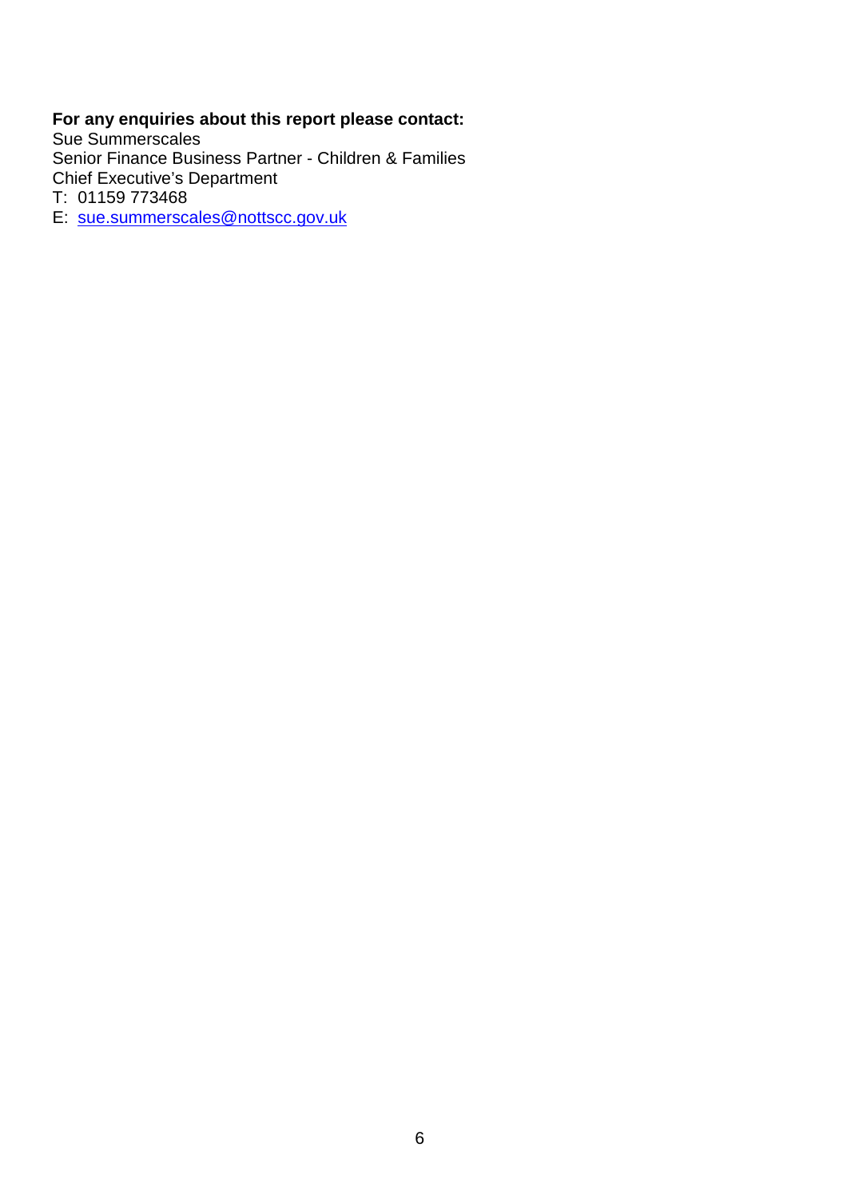**For any enquiries about this report please contact:**

Sue Summerscales
Senior Finance Business Partner - Children & Families
Chief Executive's Department
T: 01159 773468
E: sue.summerscales@nottscc.gov.uk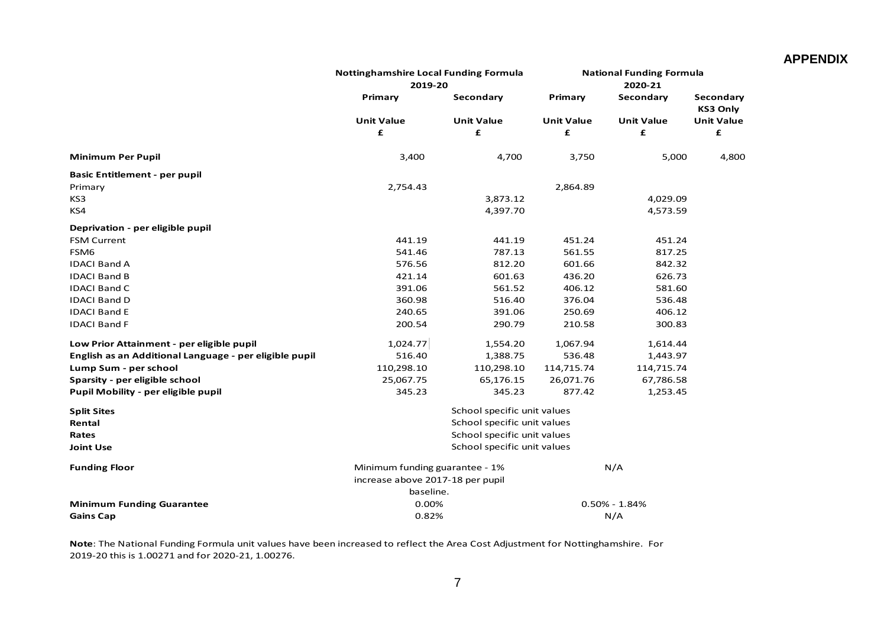# APPENDIX

| | Nottinghamshire Local Funding Formula 2019-20 | | National Funding Formula 2020-21 | | |
|---|---|---|---|---|---|
| | Primary | Secondary | Primary | Secondary | Secondary KS3 Only |
| | Unit Value £ | Unit Value £ | Unit Value £ | Unit Value £ | Unit Value £ |
| **Minimum Per Pupil** | 3,400 | 4,700 | 3,750 | 5,000 | 4,800 |
| **Basic Entitlement - per pupil** | | | | | |
| Primary | 2,754.43 | | 2,864.89 | | |
| KS3 | | 3,873.12 | | 4,029.09 | |
| KS4 | | 4,397.70 | | 4,573.59 | |
| **Deprivation - per eligible pupil** | | | | | |
| FSM Current | 441.19 | 441.19 | 451.24 | 451.24 | |
| FSM6 | 541.46 | 787.13 | 561.55 | 817.25 | |
| IDACI Band A | 576.56 | 812.20 | 601.66 | 842.32 | |
| IDACI Band B | 421.14 | 601.63 | 436.20 | 626.73 | |
| IDACI Band C | 391.06 | 561.52 | 406.12 | 581.60 | |
| IDACI Band D | 360.98 | 516.40 | 376.04 | 536.48 | |
| IDACI Band E | 240.65 | 391.06 | 250.69 | 406.12 | |
| IDACI Band F | 200.54 | 290.79 | 210.58 | 300.83 | |
| **Low Prior Attainment - per eligible pupil** | 1,024.77 | 1,554.20 | 1,067.94 | 1,614.44 | |
| **English as an Additional Language - per eligible pupil** | 516.40 | 1,388.75 | 536.48 | 1,443.97 | |
| **Lump Sum - per school** | 110,298.10 | 110,298.10 | 114,715.74 | 114,715.74 | |
| **Sparsity - per eligible school** | 25,067.75 | 65,176.15 | 26,071.76 | 67,786.58 | |
| **Pupil Mobility - per eligible pupil** | 345.23 | 345.23 | 877.42 | 1,253.45 | |
| **Split Sites** | School specific unit values | | | | |
| **Rental** | School specific unit values | | | | |
| **Rates** | School specific unit values | | | | |
| **Joint Use** | School specific unit values | | | | |
| **Funding Floor** | Minimum funding guarantee - 1% increase above 2017-18 per pupil baseline. | | N/A | | |
| **Minimum Funding Guarantee** | 0.00% | | 0.50% - 1.84% | | |
| **Gains Cap** | 0.82% | | N/A | | |

**Note**: The National Funding Formula unit values have been increased to reflect the Area Cost Adjustment for Nottinghamshire. For 2019-20 this is 1.00271 and for 2020-21, 1.00276.